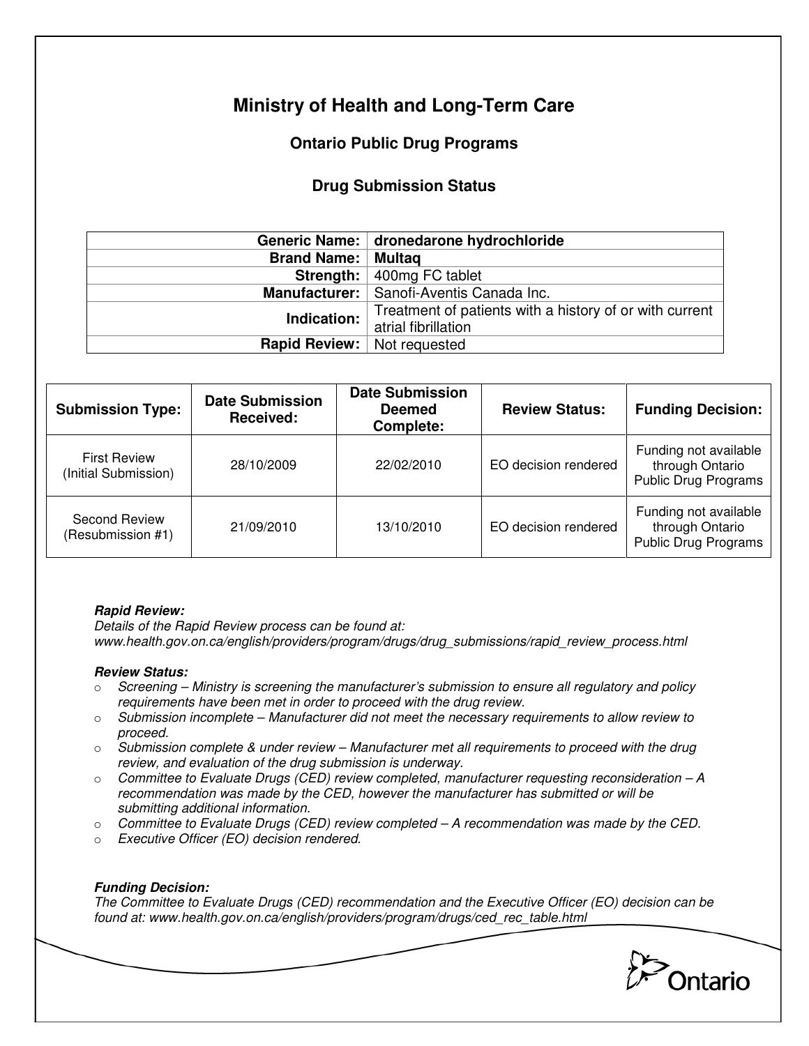# Ministry of Health and Long-Term Care

## Ontario Public Drug Programs

### Drug Submission Status

| | |
|---|---|
| **Generic Name:** | **dronedarone hydrochloride** |
| **Brand Name:** | **Multaq** |
| **Strength:** | 400mg FC tablet |
| **Manufacturer:** | Sanofi-Aventis Canada Inc. |
| **Indication:** | Treatment of patients with a history of or with current atrial fibrillation |
| **Rapid Review:** | Not requested |

| Submission Type: | Date Submission Received: | Date Submission Deemed Complete: | Review Status: | Funding Decision: |
|---|---|---|---|---|
| First Review (Initial Submission) | 28/10/2009 | 22/02/2010 | EO decision rendered | Funding not available through Ontario Public Drug Programs |
| Second Review (Resubmission #1) | 21/09/2010 | 13/10/2010 | EO decision rendered | Funding not available through Ontario Public Drug Programs |

***Rapid Review:***
*Details of the Rapid Review process can be found at:*
*www.health.gov.on.ca/english/providers/program/drugs/drug_submissions/rapid_review_process.html*

***Review Status:***

- *Screening – Ministry is screening the manufacturer's submission to ensure all regulatory and policy requirements have been met in order to proceed with the drug review.*
- *Submission incomplete – Manufacturer did not meet the necessary requirements to allow review to proceed.*
- *Submission complete & under review – Manufacturer met all requirements to proceed with the drug review, and evaluation of the drug submission is underway.*
- *Committee to Evaluate Drugs (CED) review completed, manufacturer requesting reconsideration – A recommendation was made by the CED, however the manufacturer has submitted or will be submitting additional information.*
- *Committee to Evaluate Drugs (CED) review completed – A recommendation was made by the CED.*
- *Executive Officer (EO) decision rendered.*

***Funding Decision:***
*The Committee to Evaluate Drugs (CED) recommendation and the Executive Officer (EO) decision can be found at: www.health.gov.on.ca/english/providers/program/drugs/ced_rec_table.html*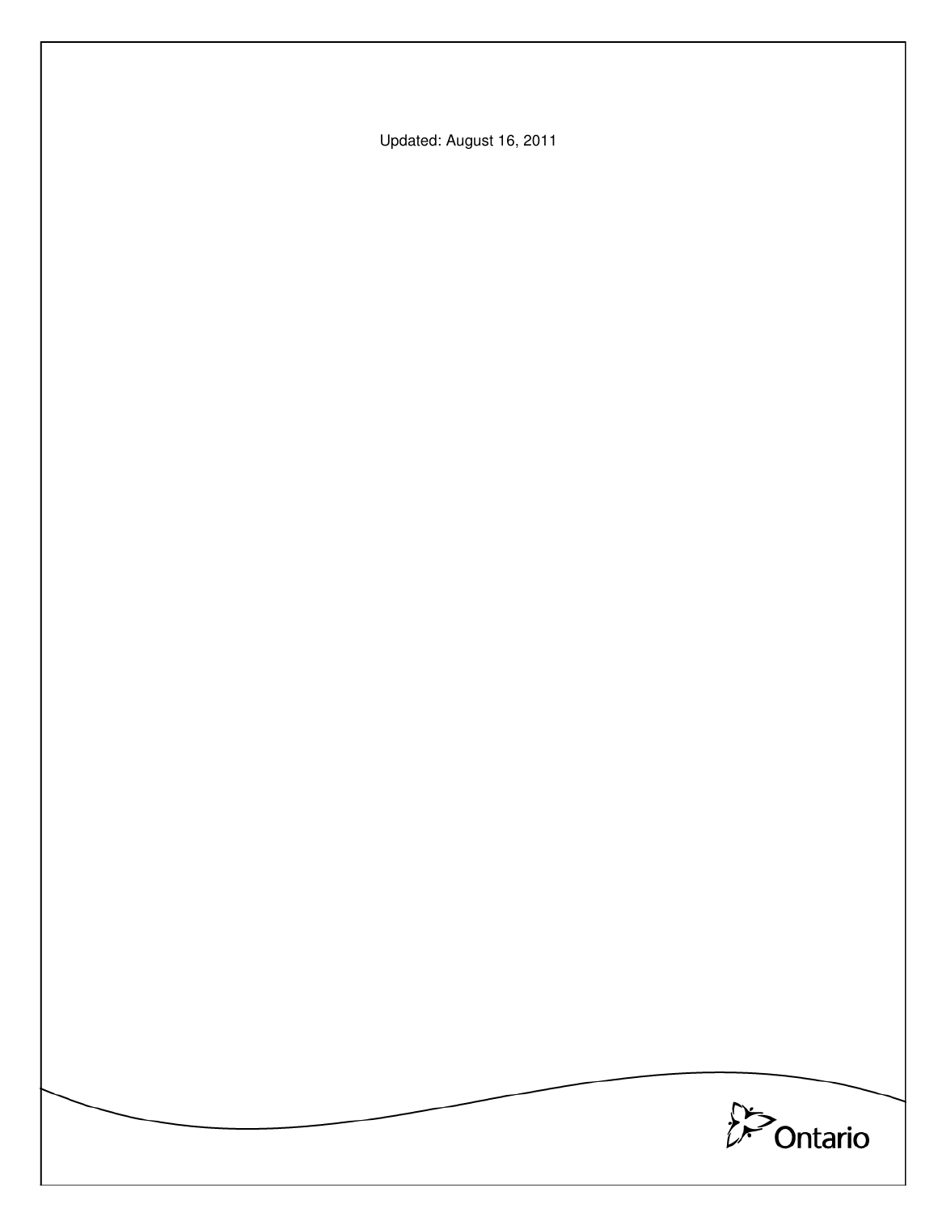Updated: August 16, 2011